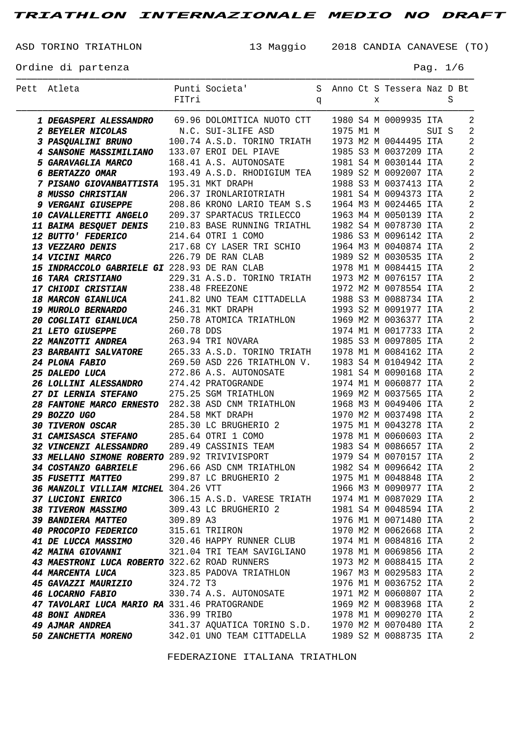# TRIATHLON INTERNAZIONALE MEDIO NO DRAFT

ASD TORINO TRIATHLON — 13 Maggio 2018 CANDIA CANAVESE (TO)

Ordine di partenza

| Pett | Atleta | Punti FITri | Societa' | Sq | Anno | Ct | Sx | Tessera | Naz | DS | Bt |
|---|---|---|---|---|---|---|---|---|---|---|---|
| 1 | DEGASPERI ALESSANDRO | 69.96 | DOLOMITICA NUOTO CTT | | 1980 | S4 | M | 0009935 | ITA | | 2 |
| 2 | BEYELER NICOLAS | N.C. | SUI-3LIFE ASD | | 1975 | M1 | M | | SUI | S | 2 |
| 3 | PASQUALINI BRUNO | 100.74 | A.S.D. TORINO TRIATH | | 1973 | M2 | M | 0044495 | ITA | | 2 |
| 4 | SANSONE MASSIMILIANO | 133.07 | EROI DEL PIAVE | | 1985 | S3 | M | 0037209 | ITA | | 2 |
| 5 | GARAVAGLIA MARCO | 168.41 | A.S. AUTONOSATE | | 1981 | S4 | M | 0030144 | ITA | | 2 |
| 6 | BERTAZZO OMAR | 193.49 | A.S.D. RHODIGIUM TEA | | 1989 | S2 | M | 0092007 | ITA | | 2 |
| 7 | PISANO GIOVANBATTISTA | 195.31 | MKT DRAPH | | 1988 | S3 | M | 0037413 | ITA | | 2 |
| 8 | MUSSO CHRISTIAN | 206.37 | IRONLARIOTRIATH | | 1981 | S4 | M | 0094373 | ITA | | 2 |
| 9 | VERGANI GIUSEPPE | 208.86 | KRONO LARIO TEAM S.S | | 1964 | M3 | M | 0024465 | ITA | | 2 |
| 10 | CAVALLERETTI ANGELO | 209.37 | SPARTACUS TRILECCO | | 1963 | M4 | M | 0050139 | ITA | | 2 |
| 11 | BAIMA BESQUET DENIS | 210.83 | BASE RUNNING TRIATHL | | 1982 | S4 | M | 0078730 | ITA | | 2 |
| 12 | BUTTO' FEDERICO | 214.64 | OTRI 1 COMO | | 1986 | S3 | M | 0096142 | ITA | | 2 |
| 13 | VEZZARO DENIS | 217.68 | CY LASER TRI SCHIO | | 1964 | M3 | M | 0040874 | ITA | | 2 |
| 14 | VICINI MARCO | 226.79 | DE RAN CLAB | | 1989 | S2 | M | 0030535 | ITA | | 2 |
| 15 | INDRACCOLO GABRIELE GI | 228.93 | DE RAN CLAB | | 1978 | M1 | M | 0084415 | ITA | | 2 |
| 16 | TARA CRISTIANO | 229.31 | A.S.D. TORINO TRIATH | | 1973 | M2 | M | 0076157 | ITA | | 2 |
| 17 | CHIODI CRISTIAN | 238.48 | FREEZONE | | 1972 | M2 | M | 0078554 | ITA | | 2 |
| 18 | MARCON GIANLUCA | 241.82 | UNO TEAM CITTADELLA | | 1988 | S3 | M | 0088734 | ITA | | 2 |
| 19 | MUROLO BERNARDO | 246.31 | MKT DRAPH | | 1993 | S2 | M | 0091977 | ITA | | 2 |
| 20 | COGLIATI GIANLUCA | 250.78 | ATOMICA TRIATHLON | | 1969 | M2 | M | 0036377 | ITA | | 2 |
| 21 | LETO GIUSEPPE | 260.78 | DDS | | 1974 | M1 | M | 0017733 | ITA | | 2 |
| 22 | MANZOTTI ANDREA | 263.94 | TRI NOVARA | | 1985 | S3 | M | 0097805 | ITA | | 2 |
| 23 | BARBANTI SALVATORE | 265.33 | A.S.D. TORINO TRIATH | | 1978 | M1 | M | 0084162 | ITA | | 2 |
| 24 | PLONA FABIO | 269.50 | ASD 226 TRIATHLON V. | | 1983 | S4 | M | 0104942 | ITA | | 2 |
| 25 | DALEDO LUCA | 272.86 | A.S. AUTONOSATE | | 1981 | S4 | M | 0090168 | ITA | | 2 |
| 26 | LOLLINI ALESSANDRO | 274.42 | PRATOGRANDE | | 1974 | M1 | M | 0060877 | ITA | | 2 |
| 27 | DI LERNIA STEFANO | 275.25 | SGM TRIATHLON | | 1969 | M2 | M | 0037565 | ITA | | 2 |
| 28 | FANTONE MARCO ERNESTO | 282.38 | ASD CNM TRIATHLON | | 1968 | M3 | M | 0049406 | ITA | | 2 |
| 29 | BOZZO UGO | 284.58 | MKT DRAPH | | 1970 | M2 | M | 0037498 | ITA | | 2 |
| 30 | TIVERON OSCAR | 285.30 | LC BRUGHERIO 2 | | 1975 | M1 | M | 0043278 | ITA | | 2 |
| 31 | CAMISASCA STEFANO | 285.64 | OTRI 1 COMO | | 1978 | M1 | M | 0060603 | ITA | | 2 |
| 32 | VINCENZI ALESSANDRO | 289.49 | CASSINIS TEAM | | 1983 | S4 | M | 0086657 | ITA | | 2 |
| 33 | MELLANO SIMONE ROBERTO | 289.92 | TRIVIVISPORT | | 1979 | S4 | M | 0070157 | ITA | | 2 |
| 34 | COSTANZO GABRIELE | 296.66 | ASD CNM TRIATHLON | | 1982 | S4 | M | 0096642 | ITA | | 2 |
| 35 | FUSETTI MATTEO | 299.87 | LC BRUGHERIO 2 | | 1975 | M1 | M | 0048848 | ITA | | 2 |
| 36 | MANZOLI VILLIAM MICHEL | 304.26 | VTT | | 1966 | M3 | M | 0090977 | ITA | | 2 |
| 37 | LUCIONI ENRICO | 306.15 | A.S.D. VARESE TRIATH | | 1974 | M1 | M | 0087029 | ITA | | 2 |
| 38 | TIVERON MASSIMO | 309.43 | LC BRUGHERIO 2 | | 1981 | S4 | M | 0048594 | ITA | | 2 |
| 39 | BANDIERA MATTEO | 309.89 | A3 | | 1976 | M1 | M | 0071480 | ITA | | 2 |
| 40 | PROCOPIO FEDERICO | 315.61 | TRIIRON | | 1970 | M2 | M | 0062668 | ITA | | 2 |
| 41 | DE LUCCA MASSIMO | 320.46 | HAPPY RUNNER CLUB | | 1974 | M1 | M | 0084816 | ITA | | 2 |
| 42 | MAINA GIOVANNI | 321.04 | TRI TEAM SAVIGLIANO | | 1978 | M1 | M | 0069856 | ITA | | 2 |
| 43 | MAESTRONI LUCA ROBERTO | 322.62 | ROAD RUNNERS | | 1973 | M2 | M | 0088415 | ITA | | 2 |
| 44 | MARCENTA LUCA | 323.85 | PADOVA TRIATHLON | | 1967 | M3 | M | 0029583 | ITA | | 2 |
| 45 | GAVAZZI MAURIZIO | 324.72 | T3 | | 1976 | M1 | M | 0036752 | ITA | | 2 |
| 46 | LOCARNO FABIO | 330.74 | A.S. AUTONOSATE | | 1971 | M2 | M | 0060807 | ITA | | 2 |
| 47 | TAVOLARI LUCA MARIO RA | 331.46 | PRATOGRANDE | | 1969 | M2 | M | 0083968 | ITA | | 2 |
| 48 | BONI ANDREA | 336.99 | TRIBO | | 1978 | M1 | M | 0090270 | ITA | | 2 |
| 49 | AJMAR ANDREA | 341.37 | AQUATICA TORINO S.D. | | 1970 | M2 | M | 0070480 | ITA | | 2 |
| 50 | ZANCHETTA MORENO | 342.01 | UNO TEAM CITTADELLA | | 1989 | S2 | M | 0088735 | ITA | | 2 |

FEDERAZIONE ITALIANA TRIATHLON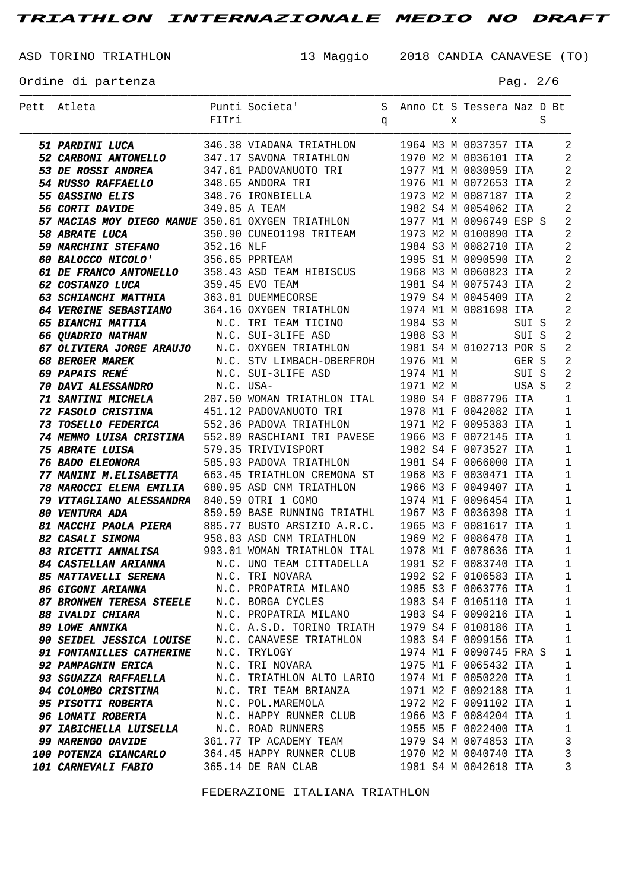# TRIATHLON INTERNAZIONALE MEDIO NO DRAFT

ASD TORINO TRIATHLON — 13 Maggio 2018 CANDIA CANAVESE (TO)

Ordine di partenza

| Pett | Atleta | Punti FITri | Societa' | Sq | Anno | Ct | Sx | Tessera | Naz | DS | Bt |
|---|---|---|---|---|---|---|---|---|---|---|---|
| 51 | PARDINI LUCA | 346.38 | VIADANA TRIATHLON | | 1964 | M3 | M | 0037357 | ITA | | 2 |
| 52 | CARBONI ANTONELLO | 347.17 | SAVONA TRIATHLON | | 1970 | M2 | M | 0036101 | ITA | | 2 |
| 53 | DE ROSSI ANDREA | 347.61 | PADOVANUOTO TRI | | 1977 | M1 | M | 0030959 | ITA | | 2 |
| 54 | RUSSO RAFFAELLO | 348.65 | ANDORA TRI | | 1976 | M1 | M | 0072653 | ITA | | 2 |
| 55 | GASSINO ELIS | 348.76 | IRONBIELLA | | 1973 | M2 | M | 0087187 | ITA | | 2 |
| 56 | CORTI DAVIDE | 349.85 | A TEAM | | 1982 | S4 | M | 0054062 | ITA | | 2 |
| 57 | MACIAS MOY DIEGO MANUE | 350.61 | OXYGEN TRIATHLON | | 1977 | M1 | M | 0096749 | ESP | S | 2 |
| 58 | ABRATE LUCA | 350.90 | CUNEO1198 TRITEAM | | 1973 | M2 | M | 0100890 | ITA | | 2 |
| 59 | MARCHINI STEFANO | 352.16 | NLF | | 1984 | S3 | M | 0082710 | ITA | | 2 |
| 60 | BALOCCO NICOLO' | 356.65 | PPRTEAM | | 1995 | S1 | M | 0090590 | ITA | | 2 |
| 61 | DE FRANCO ANTONELLO | 358.43 | ASD TEAM HIBISCUS | | 1968 | M3 | M | 0060823 | ITA | | 2 |
| 62 | COSTANZO LUCA | 359.45 | EVO TEAM | | 1981 | S4 | M | 0075743 | ITA | | 2 |
| 63 | SCHIANCHI MATTHIA | 363.81 | DUEMMECORSE | | 1979 | S4 | M | 0045409 | ITA | | 2 |
| 64 | VERGINE SEBASTIANO | 364.16 | OXYGEN TRIATHLON | | 1974 | M1 | M | 0081698 | ITA | | 2 |
| 65 | BIANCHI MATTIA | N.C. | TRI TEAM TICINO | | 1984 | S3 | M | | SUI | S | 2 |
| 66 | QUADRIO NATHAN | N.C. | SUI-3LIFE ASD | | 1988 | S3 | M | | SUI | S | 2 |
| 67 | OLIVIERA JORGE ARAUJO | N.C. | OXYGEN TRIATHLON | | 1981 | S4 | M | 0102713 | POR | S | 2 |
| 68 | BERGER MAREK | N.C. | STV LIMBACH-OBERFROH | | 1976 | M1 | M | | GER | S | 2 |
| 69 | PAPAIS RENÉ | N.C. | SUI-3LIFE ASD | | 1974 | M1 | M | | SUI | S | 2 |
| 70 | DAVI ALESSANDRO | N.C. | USA- | | 1971 | M2 | M | | USA | S | 2 |
| 71 | SANTINI MICHELA | 207.50 | WOMAN TRIATHLON ITAL | | 1980 | S4 | F | 0087796 | ITA | | 1 |
| 72 | FASOLO CRISTINA | 451.12 | PADOVANUOTO TRI | | 1978 | M1 | F | 0042082 | ITA | | 1 |
| 73 | TOSELLO FEDERICA | 552.36 | PADOVA TRIATHLON | | 1971 | M2 | F | 0095383 | ITA | | 1 |
| 74 | MEMMO LUISA CRISTINA | 552.89 | RASCHIANI TRI PAVESE | | 1966 | M3 | F | 0072145 | ITA | | 1 |
| 75 | ABRATE LUISA | 579.35 | TRIVIVISPORT | | 1982 | S4 | F | 0073527 | ITA | | 1 |
| 76 | BADO ELEONORA | 585.93 | PADOVA TRIATHLON | | 1981 | S4 | F | 0066000 | ITA | | 1 |
| 77 | MANINI M.ELISABETTA | 663.45 | TRIATHLON CREMONA ST | | 1968 | M3 | F | 0030471 | ITA | | 1 |
| 78 | MAROCCI ELENA EMILIA | 680.95 | ASD CNM TRIATHLON | | 1966 | M3 | F | 0049407 | ITA | | 1 |
| 79 | VITAGLIANO ALESSANDRA | 840.59 | OTRI 1 COMO | | 1974 | M1 | F | 0096454 | ITA | | 1 |
| 80 | VENTURA ADA | 859.59 | BASE RUNNING TRIATHL | | 1967 | M3 | F | 0036398 | ITA | | 1 |
| 81 | MACCHI PAOLA PIERA | 885.77 | BUSTO ARSIZIO A.R.C. | | 1965 | M3 | F | 0081617 | ITA | | 1 |
| 82 | CASALI SIMONA | 958.83 | ASD CNM TRIATHLON | | 1969 | M2 | F | 0086478 | ITA | | 1 |
| 83 | RICETTI ANNALISA | 993.01 | WOMAN TRIATHLON ITAL | | 1978 | M1 | F | 0078636 | ITA | | 1 |
| 84 | CASTELLAN ARIANNA | N.C. | UNO TEAM CITTADELLA | | 1991 | S2 | F | 0083740 | ITA | | 1 |
| 85 | MATTAVELLI SERENA | N.C. | TRI NOVARA | | 1992 | S2 | F | 0106583 | ITA | | 1 |
| 86 | GIGONI ARIANNA | N.C. | PROPATRIA MILANO | | 1985 | S3 | F | 0063776 | ITA | | 1 |
| 87 | BRONWEN TERESA STEELE | N.C. | BORGA CYCLES | | 1983 | S4 | F | 0105110 | ITA | | 1 |
| 88 | IVALDI CHIARA | N.C. | PROPATRIA MILANO | | 1983 | S4 | F | 0090216 | ITA | | 1 |
| 89 | LOWE ANNIKA | N.C. | A.S.D. TORINO TRIATH | | 1979 | S4 | F | 0108186 | ITA | | 1 |
| 90 | SEIDEL JESSICA LOUISE | N.C. | CANAVESE TRIATHLON | | 1983 | S4 | F | 0099156 | ITA | | 1 |
| 91 | FONTANILLES CATHERINE | N.C. | TRYLOGY | | 1974 | M1 | F | 0090745 | FRA | S | 1 |
| 92 | PAMPAGNIN ERICA | N.C. | TRI NOVARA | | 1975 | M1 | F | 0065432 | ITA | | 1 |
| 93 | SGUAZZA RAFFAELLA | N.C. | TRIATHLON ALTO LARIO | | 1974 | M1 | F | 0050220 | ITA | | 1 |
| 94 | COLOMBO CRISTINA | N.C. | TRI TEAM BRIANZA | | 1971 | M2 | F | 0092188 | ITA | | 1 |
| 95 | PISOTTI ROBERTA | N.C. | POL.MAREMOLA | | 1972 | M2 | F | 0091102 | ITA | | 1 |
| 96 | LONATI ROBERTA | N.C. | HAPPY RUNNER CLUB | | 1966 | M3 | F | 0084204 | ITA | | 1 |
| 97 | IABICHELLA LUISELLA | N.C. | ROAD RUNNERS | | 1955 | M5 | F | 0022400 | ITA | | 1 |
| 99 | MARENGO DAVIDE | 361.77 | TP ACADEMY TEAM | | 1979 | S4 | M | 0074853 | ITA | | 3 |
| 100 | POTENZA GIANCARLO | 364.45 | HAPPY RUNNER CLUB | | 1970 | M2 | M | 0040740 | ITA | | 3 |
| 101 | CARNEVALI FABIO | 365.14 | DE RAN CLAB | | 1981 | S4 | M | 0042618 | ITA | | 3 |

FEDERAZIONE ITALIANA TRIATHLON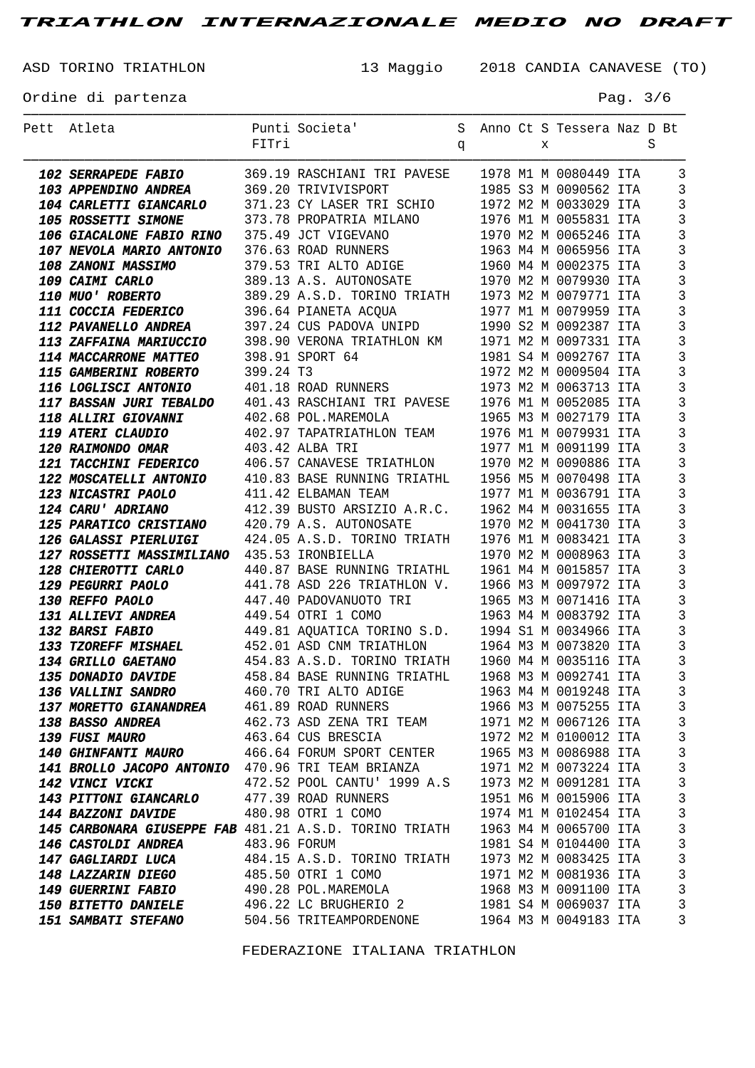# TRIATHLON INTERNAZIONALE MEDIO NO DRAFT

ASD TORINO TRIATHLON — 13 Maggio 2018 CANDIA CANAVESE (TO)

Ordine di partenza

| Pett | Atleta | Punti FITri | Societa' | Sq | Anno | Ct | Sx | Tessera | Naz | DS | Bt |
|---|---|---|---|---|---|---|---|---|---|---|---|
| **102** | ***SERRAPEDE FABIO*** | 369.19 | RASCHIANI TRI PAVESE | | 1978 | M1 | M | 0080449 | ITA | | 3 |
| **103** | ***APPENDINO ANDREA*** | 369.20 | TRIVIVISPORT | | 1985 | S3 | M | 0090562 | ITA | | 3 |
| **104** | ***CARLETTI GIANCARLO*** | 371.23 | CY LASER TRI SCHIO | | 1972 | M2 | M | 0033029 | ITA | | 3 |
| **105** | ***ROSSETTI SIMONE*** | 373.78 | PROPATRIA MILANO | | 1976 | M1 | M | 0055831 | ITA | | 3 |
| **106** | ***GIACALONE FABIO RINO*** | 375.49 | JCT VIGEVANO | | 1970 | M2 | M | 0065246 | ITA | | 3 |
| **107** | ***NEVOLA MARIO ANTONIO*** | 376.63 | ROAD RUNNERS | | 1963 | M4 | M | 0065956 | ITA | | 3 |
| **108** | ***ZANONI MASSIMO*** | 379.53 | TRI ALTO ADIGE | | 1960 | M4 | M | 0002375 | ITA | | 3 |
| **109** | ***CAIMI CARLO*** | 389.13 | A.S. AUTONOSATE | | 1970 | M2 | M | 0079930 | ITA | | 3 |
| **110** | ***MUO' ROBERTO*** | 389.29 | A.S.D. TORINO TRIATH | | 1973 | M2 | M | 0079771 | ITA | | 3 |
| **111** | ***COCCIA FEDERICO*** | 396.64 | PIANETA ACQUA | | 1977 | M1 | M | 0079959 | ITA | | 3 |
| **112** | ***PAVANELLO ANDREA*** | 397.24 | CUS PADOVA UNIPD | | 1990 | S2 | M | 0092387 | ITA | | 3 |
| **113** | ***ZAFFAINA MARIUCCIO*** | 398.90 | VERONA TRIATHLON KM | | 1971 | M2 | M | 0097331 | ITA | | 3 |
| **114** | ***MACCARRONE MATTEO*** | 398.91 | SPORT 64 | | 1981 | S4 | M | 0092767 | ITA | | 3 |
| **115** | ***GAMBERINI ROBERTO*** | 399.24 | T3 | | 1972 | M2 | M | 0009504 | ITA | | 3 |
| **116** | ***LOGLISCI ANTONIO*** | 401.18 | ROAD RUNNERS | | 1973 | M2 | M | 0063713 | ITA | | 3 |
| **117** | ***BASSAN JURI TEBALDO*** | 401.43 | RASCHIANI TRI PAVESE | | 1976 | M1 | M | 0052085 | ITA | | 3 |
| **118** | ***ALLIRI GIOVANNI*** | 402.68 | POL.MAREMOLA | | 1965 | M3 | M | 0027179 | ITA | | 3 |
| **119** | ***ATERI CLAUDIO*** | 402.97 | TAPATRIATHLON TEAM | | 1976 | M1 | M | 0079931 | ITA | | 3 |
| **120** | ***RAIMONDO OMAR*** | 403.42 | ALBA TRI | | 1977 | M1 | M | 0091199 | ITA | | 3 |
| **121** | ***TACCHINI FEDERICO*** | 406.57 | CANAVESE TRIATHLON | | 1970 | M2 | M | 0090886 | ITA | | 3 |
| **122** | ***MOSCATELLI ANTONIO*** | 410.83 | BASE RUNNING TRIATHL | | 1956 | M5 | M | 0070498 | ITA | | 3 |
| **123** | ***NICASTRI PAOLO*** | 411.42 | ELBAMAN TEAM | | 1977 | M1 | M | 0036791 | ITA | | 3 |
| **124** | ***CARU' ADRIANO*** | 412.39 | BUSTO ARSIZIO A.R.C. | | 1962 | M4 | M | 0031655 | ITA | | 3 |
| **125** | ***PARATICO CRISTIANO*** | 420.79 | A.S. AUTONOSATE | | 1970 | M2 | M | 0041730 | ITA | | 3 |
| **126** | ***GALASSI PIERLUIGI*** | 424.05 | A.S.D. TORINO TRIATH | | 1976 | M1 | M | 0083421 | ITA | | 3 |
| **127** | ***ROSSETTI MASSIMILIANO*** | 435.53 | IRONBIELLA | | 1970 | M2 | M | 0008963 | ITA | | 3 |
| **128** | ***CHIEROTTI CARLO*** | 440.87 | BASE RUNNING TRIATHL | | 1961 | M4 | M | 0015857 | ITA | | 3 |
| **129** | ***PEGURRI PAOLO*** | 441.78 | ASD 226 TRIATHLON V. | | 1966 | M3 | M | 0097972 | ITA | | 3 |
| **130** | ***REFFO PAOLO*** | 447.40 | PADOVANUOTO TRI | | 1965 | M3 | M | 0071416 | ITA | | 3 |
| **131** | ***ALLIEVI ANDREA*** | 449.54 | OTRI 1 COMO | | 1963 | M4 | M | 0083792 | ITA | | 3 |
| **132** | ***BARSI FABIO*** | 449.81 | AQUATICA TORINO S.D. | | 1994 | S1 | M | 0034966 | ITA | | 3 |
| **133** | ***TZOREFF MISHAEL*** | 452.01 | ASD CNM TRIATHLON | | 1964 | M3 | M | 0073820 | ITA | | 3 |
| **134** | ***GRILLO GAETANO*** | 454.83 | A.S.D. TORINO TRIATH | | 1960 | M4 | M | 0035116 | ITA | | 3 |
| **135** | ***DONADIO DAVIDE*** | 458.84 | BASE RUNNING TRIATHL | | 1968 | M3 | M | 0092741 | ITA | | 3 |
| **136** | ***VALLINI SANDRO*** | 460.70 | TRI ALTO ADIGE | | 1963 | M4 | M | 0019248 | ITA | | 3 |
| **137** | ***MORETTO GIANANDREA*** | 461.89 | ROAD RUNNERS | | 1966 | M3 | M | 0075255 | ITA | | 3 |
| **138** | ***BASSO ANDREA*** | 462.73 | ASD ZENA TRI TEAM | | 1971 | M2 | M | 0067126 | ITA | | 3 |
| **139** | ***FUSI MAURO*** | 463.64 | CUS BRESCIA | | 1972 | M2 | M | 0100012 | ITA | | 3 |
| **140** | ***GHINFANTI MAURO*** | 466.64 | FORUM SPORT CENTER | | 1965 | M3 | M | 0086988 | ITA | | 3 |
| **141** | ***BROLLO JACOPO ANTONIO*** | 470.96 | TRI TEAM BRIANZA | | 1971 | M2 | M | 0073224 | ITA | | 3 |
| **142** | ***VINCI VICKI*** | 472.52 | POOL CANTU' 1999 A.S | | 1973 | M2 | M | 0091281 | ITA | | 3 |
| **143** | ***PITTONI GIANCARLO*** | 477.39 | ROAD RUNNERS | | 1951 | M6 | M | 0015906 | ITA | | 3 |
| **144** | ***BAZZONI DAVIDE*** | 480.98 | OTRI 1 COMO | | 1974 | M1 | M | 0102454 | ITA | | 3 |
| **145** | ***CARBONARA GIUSEPPE FAB*** | 481.21 | A.S.D. TORINO TRIATH | | 1963 | M4 | M | 0065700 | ITA | | 3 |
| **146** | ***CASTOLDI ANDREA*** | 483.96 | FORUM | | 1981 | S4 | M | 0104400 | ITA | | 3 |
| **147** | ***GAGLIARDI LUCA*** | 484.15 | A.S.D. TORINO TRIATH | | 1973 | M2 | M | 0083425 | ITA | | 3 |
| **148** | ***LAZZARIN DIEGO*** | 485.50 | OTRI 1 COMO | | 1971 | M2 | M | 0081936 | ITA | | 3 |
| **149** | ***GUERRINI FABIO*** | 490.28 | POL.MAREMOLA | | 1968 | M3 | M | 0091100 | ITA | | 3 |
| **150** | ***BITETTO DANIELE*** | 496.22 | LC BRUGHERIO 2 | | 1981 | S4 | M | 0069037 | ITA | | 3 |
| **151** | ***SAMBATI STEFANO*** | 504.56 | TRITEAMPORDENONE | | 1964 | M3 | M | 0049183 | ITA | | 3 |

FEDERAZIONE ITALIANA TRIATHLON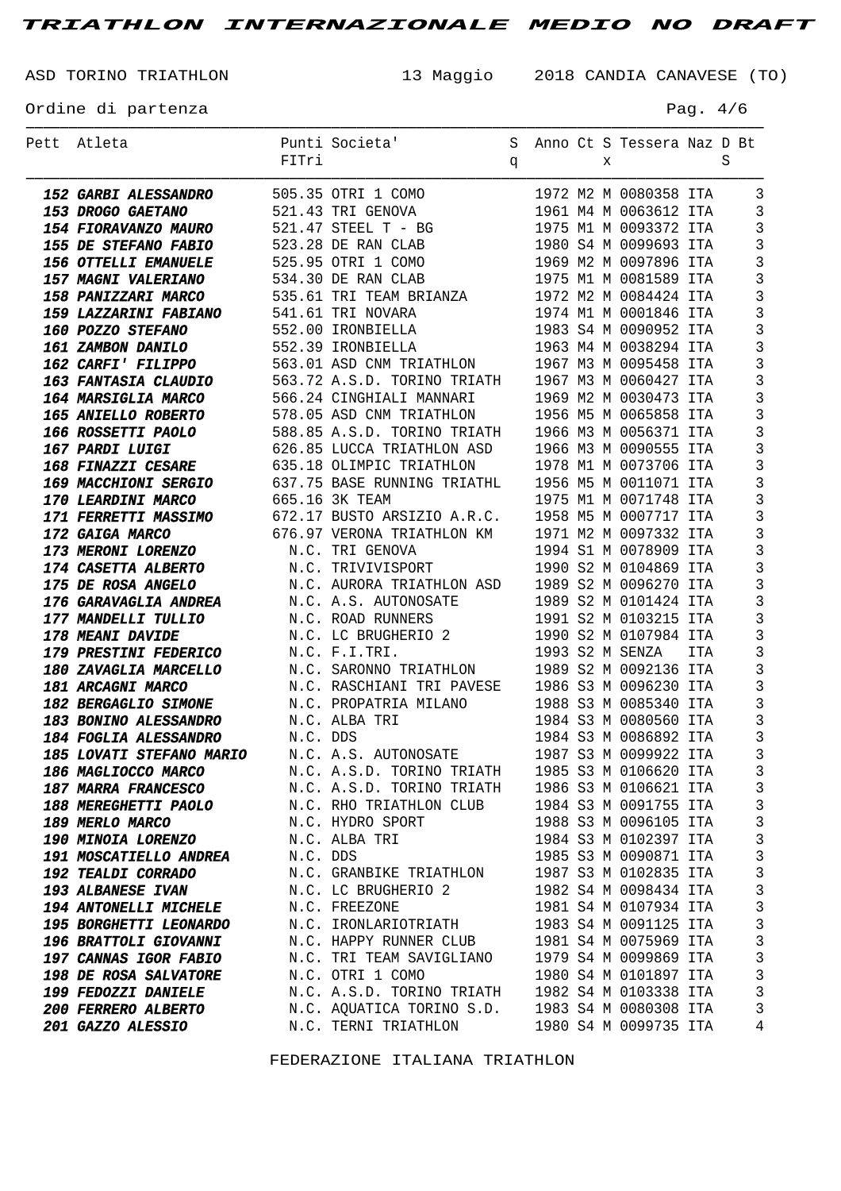# TRIATHLON INTERNAZIONALE MEDIO NO DRAFT

ASD TORINO TRIATHLON 13 Maggio 2018 CANDIA CANAVESE (TO)

Ordine di partenza

| Pett | Atleta | Punti FITri | Societa' | Sq | Anno | Ct | Sx | Tessera | Naz | DS | Bt |
|---|---|---|---|---|---|---|---|---|---|---|---|
| 152 | GARBI ALESSANDRO | 505.35 | OTRI 1 COMO | | 1972 | M2 | M | 0080358 | ITA | | 3 |
| 153 | DROGO GAETANO | 521.43 | TRI GENOVA | | 1961 | M4 | M | 0063612 | ITA | | 3 |
| 154 | FIORAVANZO MAURO | 521.47 | STEEL T - BG | | 1975 | M1 | M | 0093372 | ITA | | 3 |
| 155 | DE STEFANO FABIO | 523.28 | DE RAN CLAB | | 1980 | S4 | M | 0099693 | ITA | | 3 |
| 156 | OTTELLI EMANUELE | 525.95 | OTRI 1 COMO | | 1969 | M2 | M | 0097896 | ITA | | 3 |
| 157 | MAGNI VALERIANO | 534.30 | DE RAN CLAB | | 1975 | M1 | M | 0081589 | ITA | | 3 |
| 158 | PANIZZARI MARCO | 535.61 | TRI TEAM BRIANZA | | 1972 | M2 | M | 0084424 | ITA | | 3 |
| 159 | LAZZARINI FABIANO | 541.61 | TRI NOVARA | | 1974 | M1 | M | 0001846 | ITA | | 3 |
| 160 | POZZO STEFANO | 552.00 | IRONBIELLA | | 1983 | S4 | M | 0090952 | ITA | | 3 |
| 161 | ZAMBON DANILO | 552.39 | IRONBIELLA | | 1963 | M4 | M | 0038294 | ITA | | 3 |
| 162 | CARFI' FILIPPO | 563.01 | ASD CNM TRIATHLON | | 1967 | M3 | M | 0095458 | ITA | | 3 |
| 163 | FANTASIA CLAUDIO | 563.72 | A.S.D. TORINO TRIATH | | 1967 | M3 | M | 0060427 | ITA | | 3 |
| 164 | MARSIGLIA MARCO | 566.24 | CINGHIALI MANNARI | | 1969 | M2 | M | 0030473 | ITA | | 3 |
| 165 | ANIELLO ROBERTO | 578.05 | ASD CNM TRIATHLON | | 1956 | M5 | M | 0065858 | ITA | | 3 |
| 166 | ROSSETTI PAOLO | 588.85 | A.S.D. TORINO TRIATH | | 1966 | M3 | M | 0056371 | ITA | | 3 |
| 167 | PARDI LUIGI | 626.85 | LUCCA TRIATHLON ASD | | 1966 | M3 | M | 0090555 | ITA | | 3 |
| 168 | FINAZZI CESARE | 635.18 | OLIMPIC TRIATHLON | | 1978 | M1 | M | 0073706 | ITA | | 3 |
| 169 | MACCHIONI SERGIO | 637.75 | BASE RUNNING TRIATHL | | 1956 | M5 | M | 0011071 | ITA | | 3 |
| 170 | LEARDINI MARCO | 665.16 | 3K TEAM | | 1975 | M1 | M | 0071748 | ITA | | 3 |
| 171 | FERRETTI MASSIMO | 672.17 | BUSTO ARSIZIO A.R.C. | | 1958 | M5 | M | 0007717 | ITA | | 3 |
| 172 | GAIGA MARCO | 676.97 | VERONA TRIATHLON KM | | 1971 | M2 | M | 0097332 | ITA | | 3 |
| 173 | MERONI LORENZO | N.C. | TRI GENOVA | | 1994 | S1 | M | 0078909 | ITA | | 3 |
| 174 | CASETTA ALBERTO | N.C. | TRIVIVISPORT | | 1990 | S2 | M | 0104869 | ITA | | 3 |
| 175 | DE ROSA ANGELO | N.C. | AURORA TRIATHLON ASD | | 1989 | S2 | M | 0096270 | ITA | | 3 |
| 176 | GARAVAGLIA ANDREA | N.C. | A.S. AUTONOSATE | | 1989 | S2 | M | 0101424 | ITA | | 3 |
| 177 | MANDELLI TULLIO | N.C. | ROAD RUNNERS | | 1991 | S2 | M | 0103215 | ITA | | 3 |
| 178 | MEANI DAVIDE | N.C. | LC BRUGHERIO 2 | | 1990 | S2 | M | 0107984 | ITA | | 3 |
| 179 | PRESTINI FEDERICO | N.C. | F.I.TRI. | | 1993 | S2 | M | SENZA | ITA | | 3 |
| 180 | ZAVAGLIA MARCELLO | N.C. | SARONNO TRIATHLON | | 1989 | S2 | M | 0092136 | ITA | | 3 |
| 181 | ARCAGNI MARCO | N.C. | RASCHIANI TRI PAVESE | | 1986 | S3 | M | 0096230 | ITA | | 3 |
| 182 | BERGAGLIO SIMONE | N.C. | PROPATRIA MILANO | | 1988 | S3 | M | 0085340 | ITA | | 3 |
| 183 | BONINO ALESSANDRO | N.C. | ALBA TRI | | 1984 | S3 | M | 0080560 | ITA | | 3 |
| 184 | FOGLIA ALESSANDRO | N.C. | DDS | | 1984 | S3 | M | 0086892 | ITA | | 3 |
| 185 | LOVATI STEFANO MARIO | N.C. | A.S. AUTONOSATE | | 1987 | S3 | M | 0099922 | ITA | | 3 |
| 186 | MAGLIOCCO MARCO | N.C. | A.S.D. TORINO TRIATH | | 1985 | S3 | M | 0106620 | ITA | | 3 |
| 187 | MARRA FRANCESCO | N.C. | A.S.D. TORINO TRIATH | | 1986 | S3 | M | 0106621 | ITA | | 3 |
| 188 | MEREGHETTI PAOLO | N.C. | RHO TRIATHLON CLUB | | 1984 | S3 | M | 0091755 | ITA | | 3 |
| 189 | MERLO MARCO | N.C. | HYDRO SPORT | | 1988 | S3 | M | 0096105 | ITA | | 3 |
| 190 | MINOIA LORENZO | N.C. | ALBA TRI | | 1984 | S3 | M | 0102397 | ITA | | 3 |
| 191 | MOSCATIELLO ANDREA | N.C. | DDS | | 1985 | S3 | M | 0090871 | ITA | | 3 |
| 192 | TEALDI CORRADO | N.C. | GRANBIKE TRIATHLON | | 1987 | S3 | M | 0102835 | ITA | | 3 |
| 193 | ALBANESE IVAN | N.C. | LC BRUGHERIO 2 | | 1982 | S4 | M | 0098434 | ITA | | 3 |
| 194 | ANTONELLI MICHELE | N.C. | FREEZONE | | 1981 | S4 | M | 0107934 | ITA | | 3 |
| 195 | BORGHETTI LEONARDO | N.C. | IRONLARIOTRIATH | | 1983 | S4 | M | 0091125 | ITA | | 3 |
| 196 | BRATTOLI GIOVANNI | N.C. | HAPPY RUNNER CLUB | | 1981 | S4 | M | 0075969 | ITA | | 3 |
| 197 | CANNAS IGOR FABIO | N.C. | TRI TEAM SAVIGLIANO | | 1979 | S4 | M | 0099869 | ITA | | 3 |
| 198 | DE ROSA SALVATORE | N.C. | OTRI 1 COMO | | 1980 | S4 | M | 0101897 | ITA | | 3 |
| 199 | FEDOZZI DANIELE | N.C. | A.S.D. TORINO TRIATH | | 1982 | S4 | M | 0103338 | ITA | | 3 |
| 200 | FERRERO ALBERTO | N.C. | AQUATICA TORINO S.D. | | 1983 | S4 | M | 0080308 | ITA | | 3 |
| 201 | GAZZO ALESSIO | N.C. | TERNI TRIATHLON | | 1980 | S4 | M | 0099735 | ITA | | 4 |

FEDERAZIONE ITALIANA TRIATHLON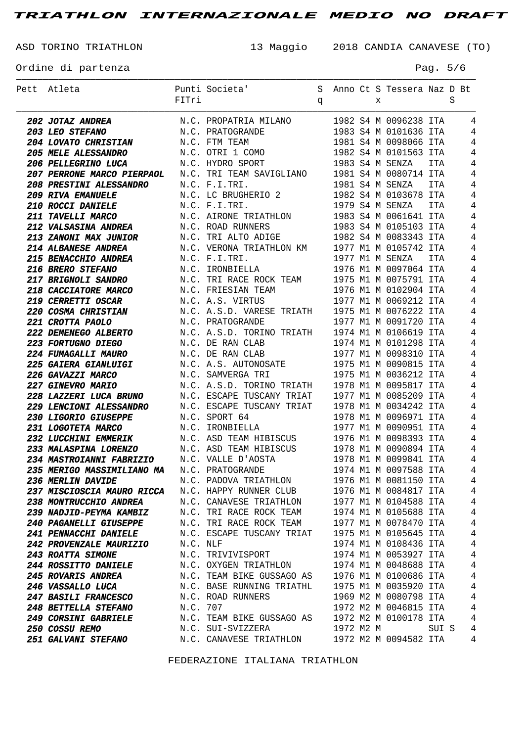# TRIATHLON INTERNAZIONALE MEDIO NO DRAFT

ASD TORINO TRIATHLON — 13 Maggio 2018 CANDIA CANAVESE (TO)

Ordine di partenza

| Pett | Atleta | Punti FITri | Societa' | Sq | Anno | Ct | Sx | Tessera | Naz | DS | Bt |
|---|---|---|---|---|---|---|---|---|---|---|---|
| 202 | **JOTAZ ANDREA** | N.C. | PROPATRIA MILANO | | 1982 | S4 | M | 0096238 | ITA | | 4 |
| 203 | **LEO STEFANO** | N.C. | PRATOGRANDE | | 1983 | S4 | M | 0101636 | ITA | | 4 |
| 204 | **LOVATO CHRISTIAN** | N.C. | FTM TEAM | | 1981 | S4 | M | 0098066 | ITA | | 4 |
| 205 | **MELE ALESSANDRO** | N.C. | OTRI 1 COMO | | 1982 | S4 | M | 0101563 | ITA | | 4 |
| 206 | **PELLEGRINO LUCA** | N.C. | HYDRO SPORT | | 1983 | S4 | M | SENZA | ITA | | 4 |
| 207 | **PERRONE MARCO PIERPAOL** | N.C. | TRI TEAM SAVIGLIANO | | 1981 | S4 | M | 0080714 | ITA | | 4 |
| 208 | **PRESTINI ALESSANDRO** | N.C. | F.I.TRI. | | 1981 | S4 | M | SENZA | ITA | | 4 |
| 209 | **RIVA EMANUELE** | N.C. | LC BRUGHERIO 2 | | 1982 | S4 | M | 0103678 | ITA | | 4 |
| 210 | **ROCCI DANIELE** | N.C. | F.I.TRI. | | 1979 | S4 | M | SENZA | ITA | | 4 |
| 211 | **TAVELLI MARCO** | N.C. | AIRONE TRIATHLON | | 1983 | S4 | M | 0061641 | ITA | | 4 |
| 212 | **VALSASINA ANDREA** | N.C. | ROAD RUNNERS | | 1983 | S4 | M | 0105103 | ITA | | 4 |
| 213 | **ZANONI MAX JUNIOR** | N.C. | TRI ALTO ADIGE | | 1982 | S4 | M | 0083343 | ITA | | 4 |
| 214 | **ALBANESE ANDREA** | N.C. | VERONA TRIATHLON KM | | 1977 | M1 | M | 0105742 | ITA | | 4 |
| 215 | **BENACCHIO ANDREA** | N.C. | F.I.TRI. | | 1977 | M1 | M | SENZA | ITA | | 4 |
| 216 | **BRERO STEFANO** | N.C. | IRONBIELLA | | 1976 | M1 | M | 0097064 | ITA | | 4 |
| 217 | **BRIGNOLI SANDRO** | N.C. | TRI RACE ROCK TEAM | | 1975 | M1 | M | 0075791 | ITA | | 4 |
| 218 | **CACCIATORE MARCO** | N.C. | FRIESIAN TEAM | | 1976 | M1 | M | 0102904 | ITA | | 4 |
| 219 | **CERRETTI OSCAR** | N.C. | A.S. VIRTUS | | 1977 | M1 | M | 0069212 | ITA | | 4 |
| 220 | **COSMA CHRISTIAN** | N.C. | A.S.D. VARESE TRIATH | | 1975 | M1 | M | 0076222 | ITA | | 4 |
| 221 | **CROTTA PAOLO** | N.C. | PRATOGRANDE | | 1977 | M1 | M | 0091720 | ITA | | 4 |
| 222 | **DEMENEGO ALBERTO** | N.C. | A.S.D. TORINO TRIATH | | 1974 | M1 | M | 0106619 | ITA | | 4 |
| 223 | **FORTUGNO DIEGO** | N.C. | DE RAN CLAB | | 1974 | M1 | M | 0101298 | ITA | | 4 |
| 224 | **FUMAGALLI MAURO** | N.C. | DE RAN CLAB | | 1977 | M1 | M | 0098310 | ITA | | 4 |
| 225 | **GAIERA GIANLUIGI** | N.C. | A.S. AUTONOSATE | | 1975 | M1 | M | 0090815 | ITA | | 4 |
| 226 | **GAVAZZI MARCO** | N.C. | SAMVERGA TRI | | 1975 | M1 | M | 0036212 | ITA | | 4 |
| 227 | **GINEVRO MARIO** | N.C. | A.S.D. TORINO TRIATH | | 1978 | M1 | M | 0095817 | ITA | | 4 |
| 228 | **LAZZERI LUCA BRUNO** | N.C. | ESCAPE TUSCANY TRIAT | | 1977 | M1 | M | 0085209 | ITA | | 4 |
| 229 | **LENCIONI ALESSANDRO** | N.C. | ESCAPE TUSCANY TRIAT | | 1978 | M1 | M | 0034242 | ITA | | 4 |
| 230 | **LIGORIO GIUSEPPE** | N.C. | SPORT 64 | | 1978 | M1 | M | 0096971 | ITA | | 4 |
| 231 | **LOGOTETA MARCO** | N.C. | IRONBIELLA | | 1977 | M1 | M | 0090951 | ITA | | 4 |
| 232 | **LUCCHINI EMMERIK** | N.C. | ASD TEAM HIBISCUS | | 1976 | M1 | M | 0098393 | ITA | | 4 |
| 233 | **MALASPINA LORENZO** | N.C. | ASD TEAM HIBISCUS | | 1978 | M1 | M | 0090894 | ITA | | 4 |
| 234 | **MASTROIANNI FABRIZIO** | N.C. | VALLE D'AOSTA | | 1978 | M1 | M | 0099841 | ITA | | 4 |
| 235 | **MERIGO MASSIMILIANO MA** | N.C. | PRATOGRANDE | | 1974 | M1 | M | 0097588 | ITA | | 4 |
| 236 | **MERLIN DAVIDE** | N.C. | PADOVA TRIATHLON | | 1976 | M1 | M | 0081150 | ITA | | 4 |
| 237 | **MISCIOSCIA MAURO RICCA** | N.C. | HAPPY RUNNER CLUB | | 1976 | M1 | M | 0084817 | ITA | | 4 |
| 238 | **MONTRUCCHIO ANDREA** | N.C. | CANAVESE TRIATHLON | | 1977 | M1 | M | 0104588 | ITA | | 4 |
| 239 | **NADJID-PEYMA KAMBIZ** | N.C. | TRI RACE ROCK TEAM | | 1974 | M1 | M | 0105688 | ITA | | 4 |
| 240 | **PAGANELLI GIUSEPPE** | N.C. | TRI RACE ROCK TEAM | | 1977 | M1 | M | 0078470 | ITA | | 4 |
| 241 | **PENNACCHI DANIELE** | N.C. | ESCAPE TUSCANY TRIAT | | 1975 | M1 | M | 0105645 | ITA | | 4 |
| 242 | **PROVENZALE MAURIZIO** | N.C. | NLF | | 1974 | M1 | M | 0108436 | ITA | | 4 |
| 243 | **ROATTA SIMONE** | N.C. | TRIVIVISPORT | | 1974 | M1 | M | 0053927 | ITA | | 4 |
| 244 | **ROSSITTO DANIELE** | N.C. | OXYGEN TRIATHLON | | 1974 | M1 | M | 0048688 | ITA | | 4 |
| 245 | **ROVARIS ANDREA** | N.C. | TEAM BIKE GUSSAGO AS | | 1976 | M1 | M | 0100686 | ITA | | 4 |
| 246 | **VASSALLO LUCA** | N.C. | BASE RUNNING TRIATHL | | 1975 | M1 | M | 0035920 | ITA | | 4 |
| 247 | **BASILI FRANCESCO** | N.C. | ROAD RUNNERS | | 1969 | M2 | M | 0080798 | ITA | | 4 |
| 248 | **BETTELLA STEFANO** | N.C. | 707 | | 1972 | M2 | M | 0046815 | ITA | | 4 |
| 249 | **CORSINI GABRIELE** | N.C. | TEAM BIKE GUSSAGO AS | | 1972 | M2 | M | 0100178 | ITA | | 4 |
| 250 | **COSSU REMO** | N.C. | SUI-SVIZZERA | | 1972 | M2 | M | | SUI | S | 4 |
| 251 | **GALVANI STEFANO** | N.C. | CANAVESE TRIATHLON | | 1972 | M2 | M | 0094582 | ITA | | 4 |

FEDERAZIONE ITALIANA TRIATHLON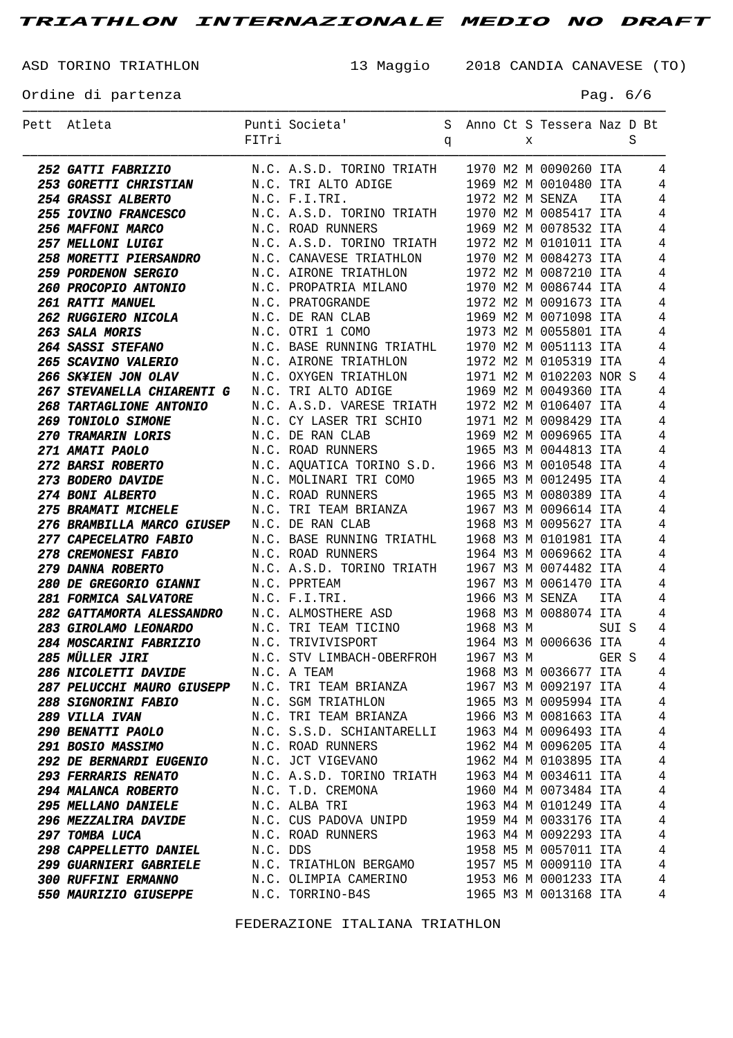# TRIATHLON INTERNAZIONALE MEDIO NO DRAFT

ASD TORINO TRIATHLON — 13 Maggio 2018 CANDIA CANAVESE (TO)

Ordine di partenza

| Pett | Atleta | Punti FITri | Societa' | Sq | Anno | Ct | Sx | Tessera | Naz | DS | Bt |
|---|---|---|---|---|---|---|---|---|---|---|---|
| **252** | **GATTI FABRIZIO** | N.C. | A.S.D. TORINO TRIATH | | 1970 | M2 | M | 0090260 | ITA | | 4 |
| **253** | **GORETTI CHRISTIAN** | N.C. | TRI ALTO ADIGE | | 1969 | M2 | M | 0010480 | ITA | | 4 |
| **254** | **GRASSI ALBERTO** | N.C. | F.I.TRI. | | 1972 | M2 | M | SENZA | ITA | | 4 |
| **255** | **IOVINO FRANCESCO** | N.C. | A.S.D. TORINO TRIATH | | 1970 | M2 | M | 0085417 | ITA | | 4 |
| **256** | **MAFFONI MARCO** | N.C. | ROAD RUNNERS | | 1969 | M2 | M | 0078532 | ITA | | 4 |
| **257** | **MELLONI LUIGI** | N.C. | A.S.D. TORINO TRIATH | | 1972 | M2 | M | 0101011 | ITA | | 4 |
| **258** | **MORETTI PIERSANDRO** | N.C. | CANAVESE TRIATHLON | | 1970 | M2 | M | 0084273 | ITA | | 4 |
| **259** | **PORDENON SERGIO** | N.C. | AIRONE TRIATHLON | | 1972 | M2 | M | 0087210 | ITA | | 4 |
| **260** | **PROCOPIO ANTONIO** | N.C. | PROPATRIA MILANO | | 1970 | M2 | M | 0086744 | ITA | | 4 |
| **261** | **RATTI MANUEL** | N.C. | PRATOGRANDE | | 1972 | M2 | M | 0091673 | ITA | | 4 |
| **262** | **RUGGIERO NICOLA** | N.C. | DE RAN CLAB | | 1969 | M2 | M | 0071098 | ITA | | 4 |
| **263** | **SALA MORIS** | N.C. | OTRI 1 COMO | | 1973 | M2 | M | 0055801 | ITA | | 4 |
| **264** | **SASSI STEFANO** | N.C. | BASE RUNNING TRIATHL | | 1970 | M2 | M | 0051113 | ITA | | 4 |
| **265** | **SCAVINO VALERIO** | N.C. | AIRONE TRIATHLON | | 1972 | M2 | M | 0105319 | ITA | | 4 |
| **266** | **SK¥IEN JON OLAV** | N.C. | OXYGEN TRIATHLON | | 1971 | M2 | M | 0102203 | NOR | S | 4 |
| **267** | **STEVANELLA CHIARENTI G** | N.C. | TRI ALTO ADIGE | | 1969 | M2 | M | 0049360 | ITA | | 4 |
| **268** | **TARTAGLIONE ANTONIO** | N.C. | A.S.D. VARESE TRIATH | | 1972 | M2 | M | 0106407 | ITA | | 4 |
| **269** | **TONIOLO SIMONE** | N.C. | CY LASER TRI SCHIO | | 1971 | M2 | M | 0098429 | ITA | | 4 |
| **270** | **TRAMARIN LORIS** | N.C. | DE RAN CLAB | | 1969 | M2 | M | 0096965 | ITA | | 4 |
| **271** | **AMATI PAOLO** | N.C. | ROAD RUNNERS | | 1965 | M3 | M | 0044813 | ITA | | 4 |
| **272** | **BARSI ROBERTO** | N.C. | AQUATICA TORINO S.D. | | 1966 | M3 | M | 0010548 | ITA | | 4 |
| **273** | **BODERO DAVIDE** | N.C. | MOLINARI TRI COMO | | 1965 | M3 | M | 0012495 | ITA | | 4 |
| **274** | **BONI ALBERTO** | N.C. | ROAD RUNNERS | | 1965 | M3 | M | 0080389 | ITA | | 4 |
| **275** | **BRAMATI MICHELE** | N.C. | TRI TEAM BRIANZA | | 1967 | M3 | M | 0096614 | ITA | | 4 |
| **276** | **BRAMBILLA MARCO GIUSEP** | N.C. | DE RAN CLAB | | 1968 | M3 | M | 0095627 | ITA | | 4 |
| **277** | **CAPECELATRO FABIO** | N.C. | BASE RUNNING TRIATHL | | 1968 | M3 | M | 0101981 | ITA | | 4 |
| **278** | **CREMONESI FABIO** | N.C. | ROAD RUNNERS | | 1964 | M3 | M | 0069662 | ITA | | 4 |
| **279** | **DANNA ROBERTO** | N.C. | A.S.D. TORINO TRIATH | | 1967 | M3 | M | 0074482 | ITA | | 4 |
| **280** | **DE GREGORIO GIANNI** | N.C. | PPRTEAM | | 1967 | M3 | M | 0061470 | ITA | | 4 |
| **281** | **FORMICA SALVATORE** | N.C. | F.I.TRI. | | 1966 | M3 | M | SENZA | ITA | | 4 |
| **282** | **GATTAMORTA ALESSANDRO** | N.C. | ALMOSTHERE ASD | | 1968 | M3 | M | 0088074 | ITA | | 4 |
| **283** | **GIROLAMO LEONARDO** | N.C. | TRI TEAM TICINO | | 1968 | M3 | M | | SUI | S | 4 |
| **284** | **MOSCARINI FABRIZIO** | N.C. | TRIVIVISPORT | | 1964 | M3 | M | 0006636 | ITA | | 4 |
| **285** | **MÜLLER JIRI** | N.C. | STV LIMBACH-OBERFROH | | 1967 | M3 | M | | GER | S | 4 |
| **286** | **NICOLETTI DAVIDE** | N.C. | A TEAM | | 1968 | M3 | M | 0036677 | ITA | | 4 |
| **287** | **PELUCCHI MAURO GIUSEPP** | N.C. | TRI TEAM BRIANZA | | 1967 | M3 | M | 0092197 | ITA | | 4 |
| **288** | **SIGNORINI FABIO** | N.C. | SGM TRIATHLON | | 1965 | M3 | M | 0095994 | ITA | | 4 |
| **289** | **VILLA IVAN** | N.C. | TRI TEAM BRIANZA | | 1966 | M3 | M | 0081663 | ITA | | 4 |
| **290** | **BENATTI PAOLO** | N.C. | S.S.D. SCHIANTARELLI | | 1963 | M4 | M | 0096493 | ITA | | 4 |
| **291** | **BOSIO MASSIMO** | N.C. | ROAD RUNNERS | | 1962 | M4 | M | 0096205 | ITA | | 4 |
| **292** | **DE BERNARDI EUGENIO** | N.C. | JCT VIGEVANO | | 1962 | M4 | M | 0103895 | ITA | | 4 |
| **293** | **FERRARIS RENATO** | N.C. | A.S.D. TORINO TRIATH | | 1963 | M4 | M | 0034611 | ITA | | 4 |
| **294** | **MALANCA ROBERTO** | N.C. | T.D. CREMONA | | 1960 | M4 | M | 0073484 | ITA | | 4 |
| **295** | **MELLANO DANIELE** | N.C. | ALBA TRI | | 1963 | M4 | M | 0101249 | ITA | | 4 |
| **296** | **MEZZALIRA DAVIDE** | N.C. | CUS PADOVA UNIPD | | 1959 | M4 | M | 0033176 | ITA | | 4 |
| **297** | **TOMBA LUCA** | N.C. | ROAD RUNNERS | | 1963 | M4 | M | 0092293 | ITA | | 4 |
| **298** | **CAPPELLETTO DANIEL** | N.C. | DDS | | 1958 | M5 | M | 0057011 | ITA | | 4 |
| **299** | **GUARNIERI GABRIELE** | N.C. | TRIATHLON BERGAMO | | 1957 | M5 | M | 0009110 | ITA | | 4 |
| **300** | **RUFFINI ERMANNO** | N.C. | OLIMPIA CAMERINO | | 1953 | M6 | M | 0001233 | ITA | | 4 |
| **550** | **MAURIZIO GIUSEPPE** | N.C. | TORRINO-B4S | | 1965 | M3 | M | 0013168 | ITA | | 4 |

FEDERAZIONE ITALIANA TRIATHLON